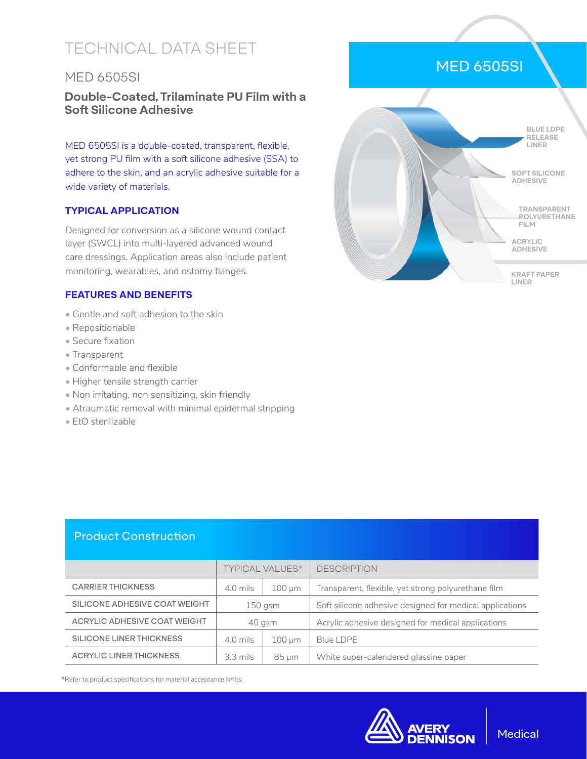# TECHNICAL DATA SHEET

## MED 6505SI

### Double-Coated, Trilaminate PU Film with a Soft Silicone Adhesive

MED 6505SI is a double-coated, transparent, flexible, yet strong PU film with a soft silicone adhesive (SSA) to adhere to the skin, and an acrylic adhesive suitable for a wide variety of materials.

### TYPICAL APPLICATION

Designed for conversion as a silicone wound contact layer (SWCL) into multi-layered advanced wound care dressings. Application areas also include patient monitoring, wearables, and ostomy flanges.

### FEATURES AND BENEFITS

- Gentle and soft adhesion to the skin
- Repositionable
- Secure fixation
- Transparent
- Conformable and flexible
- Higher tensile strength carrier
- Non irritating, non sensitizing, skin friendly
- Atraumatic removal with minimal epidermal stripping
- EtO sterilizable

MED 6505SI

BLUE LDPE RELEASE LINER

SOFT SILICONE ADHESIVE

TRANSPARENT POLYURETHANE FILM

ACRYLIC ADHESIVE

KRAFT PAPER LINER

## Product Construction

| | TYPICAL VALUES* | | DESCRIPTION |
|---|---|---|---|
| CARRIER THICKNESS | 4.0 mils | 100 µm | Transparent, flexible, yet strong polyurethane film |
| SILICONE ADHESIVE COAT WEIGHT | 150 gsm | | Soft silicone adhesive designed for medical applications |
| ACRYLIC ADHESIVE COAT WEIGHT | 40 gsm | | Acrylic adhesive designed for medical applications |
| SILICONE LINER THICKNESS | 4.0 mils | 100 µm | Blue LDPE |
| ACRYLIC LINER THICKNESS | 3.3 mils | 85 µm | White super-calendered glassine paper |

*Refer to product specifications for material acceptance limits.

AVERY DENNISON | Medical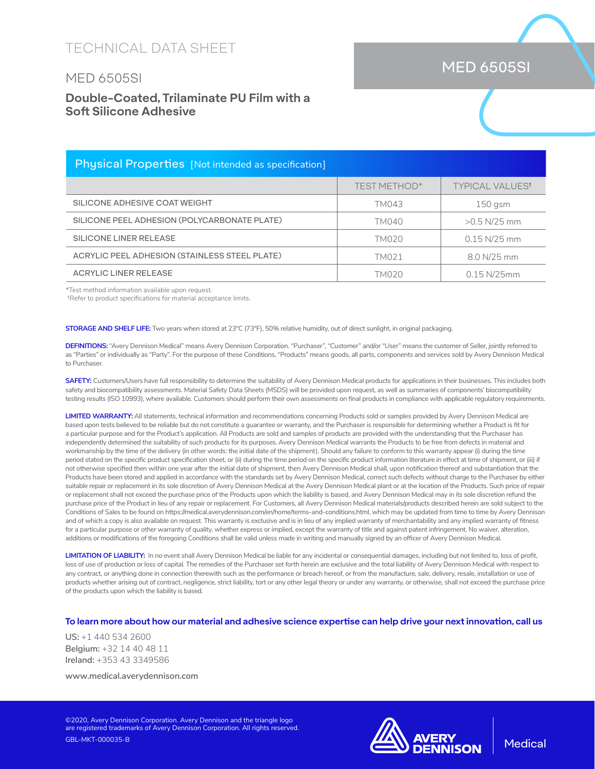# TECHNICAL DATA SHEET

## MED 6505SI

### Double-Coated, Trilaminate PU Film with a Soft Silicone Adhesive

MED 6505SI

## Physical Properties [Not intended as specification]

| | TEST METHOD* | TYPICAL VALUES† |
|---|---|---|
| SILICONE ADHESIVE COAT WEIGHT | TM043 | 150 gsm |
| SILICONE PEEL ADHESION (POLYCARBONATE PLATE) | TM040 | >0.5 N/25 mm |
| SILICONE LINER RELEASE | TM020 | 0.15 N/25 mm |
| ACRYLIC PEEL ADHESION (STAINLESS STEEL PLATE) | TM021 | 8.0 N/25 mm |
| ACRYLIC LINER RELEASE | TM020 | 0.15 N/25mm |

*Test method information available upon request.
†Refer to product specifications for material acceptance limits.

**STORAGE AND SHELF LIFE:** Two years when stored at 23°C (73°F), 50% relative humidity, out of direct sunlight, in original packaging.

**DEFINITIONS:** "Avery Dennison Medical" means Avery Dennison Corporation. "Purchaser", "Customer" and/or "User" means the customer of Seller, jointly referred to as "Parties" or individually as "Party". For the purpose of these Conditions, "Products" means goods, all parts, components and services sold by Avery Dennison Medical to Purchaser.

**SAFETY:** Customers/Users have full responsibility to determine the suitability of Avery Dennison Medical products for applications in their businesses. This includes both safety and biocompatibility assessments. Material Safety Data Sheets (MSDS) will be provided upon request, as well as summaries of components' biocompatibility testing results (ISO 10993), where available. Customers should perform their own assessments on final products in compliance with applicable regulatory requirements.

**LIMITED WARRANTY:** All statements, technical information and recommendations concerning Products sold or samples provided by Avery Dennison Medical are based upon tests believed to be reliable but do not constitute a guarantee or warranty, and the Purchaser is responsible for determining whether a Product is fit for a particular purpose and for the Product's application. All Products are sold and samples of products are provided with the understanding that the Purchaser has independently determined the suitability of such products for its purposes. Avery Dennison Medical warrants the Products to be free from defects in material and workmanship by the time of the delivery (in other words: the initial date of the shipment). Should any failure to conform to this warranty appear (i) during the time period stated on the specific product specification sheet, or (ii) during the time period on the specific product information literature in effect at time of shipment, or (iii) if not otherwise specified then within one year after the initial date of shipment, then Avery Dennison Medical shall, upon notification thereof and substantiation that the Products have been stored and applied in accordance with the standards set by Avery Dennison Medical, correct such defects without charge to the Purchaser by either suitable repair or replacement in its sole discretion of Avery Dennison Medical at the Avery Dennison Medical plant or at the location of the Products. Such price of repair or replacement shall not exceed the purchase price of the Products upon which the liability is based, and Avery Dennison Medical may in its sole discretion refund the purchase price of the Product in lieu of any repair or replacement. For Customers, all Avery Dennison Medical materials/products described herein are sold subject to the Conditions of Sales to be found on https://medical.averydennison.com/en/home/terms-and-conditions.html, which may be updated from time to time by Avery Dennison and of which a copy is also available on request. This warranty is exclusive and is in lieu of any implied warranty of merchantability and any implied warranty of fitness for a particular purpose or other warranty of quality, whether express or implied, except the warranty of title and against patent infringement. No waiver, alteration, additions or modifications of the foregoing Conditions shall be valid unless made in writing and manually signed by an officer of Avery Dennison Medical.

**LIMITATION OF LIABILITY:** In no event shall Avery Dennison Medical be liable for any incidental or consequential damages, including but not limited to, loss of profit, loss of use of production or loss of capital. The remedies of the Purchaser set forth herein are exclusive and the total liability of Avery Dennison Medical with respect to any contract, or anything done in connection therewith such as the performance or breach hereof, or from the manufacture, sale, delivery, resale, installation or use of products whether arising out of contract, negligence, strict liability, tort or any other legal theory or under any warranty, or otherwise, shall not exceed the purchase price of the products upon which the liability is based.

**To learn more about how our material and adhesive science expertise can help drive your next innovation, call us**

**US:** +1 440 534 2600
**Belgium:** +32 14 40 48 11
**Ireland:** +353 43 3349586

www.medical.averydennison.com

©2020, Avery Dennison Corporation. Avery Dennison and the triangle logo are registered trademarks of Avery Dennison Corporation. All rights reserved.

GBL-MKT-000035-B

AVERY DENNISON Medical